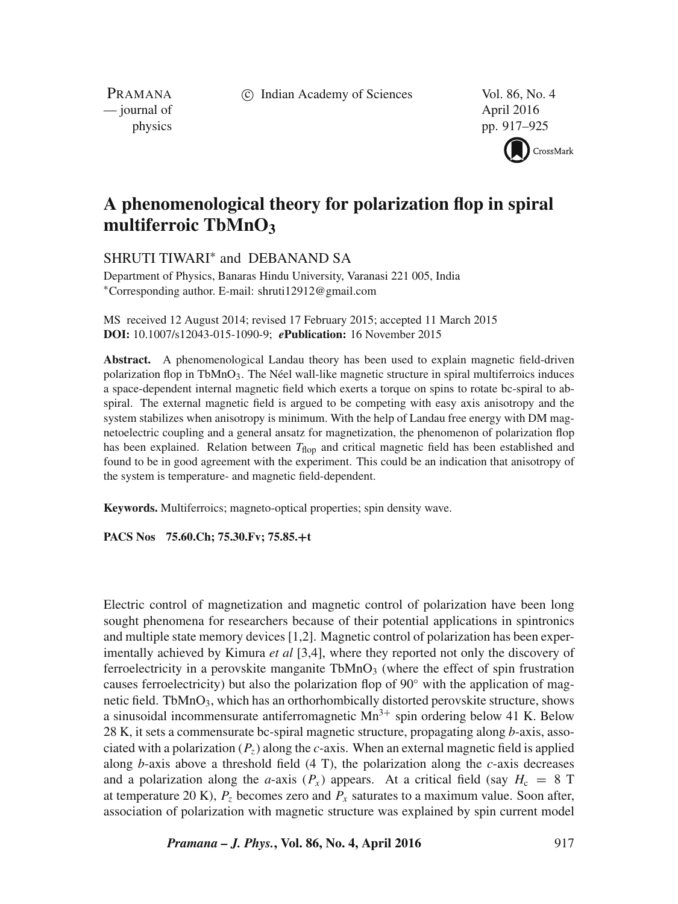# A phenomenological theory for polarization flop in spiral multiferroic $TbMnO_3$

SHRUTI TIWARI* and DEBANAND SA

Department of Physics, Banaras Hindu University, Varanasi 221 005, India
*Corresponding author. E-mail: shruti12912@gmail.com

MS received 12 August 2014; revised 17 February 2015; accepted 11 March 2015
**DOI:** 10.1007/s12043-015-1090-9; ***e*Publication:** 16 November 2015

**Abstract.** A phenomenological Landau theory has been used to explain magnetic field-driven polarization flop in $TbMnO_3$. The Néel wall-like magnetic structure in spiral multiferroics induces a space-dependent internal magnetic field which exerts a torque on spins to rotate bc-spiral to ab-spiral. The external magnetic field is argued to be competing with easy axis anisotropy and the system stabilizes when anisotropy is minimum. With the help of Landau free energy with DM magnetoelectric coupling and a general ansatz for magnetization, the phenomenon of polarization flop has been explained. Relation between $T_{flop}$ and critical magnetic field has been established and found to be in good agreement with the experiment. This could be an indication that anisotropy of the system is temperature- and magnetic field-dependent.

**Keywords.** Multiferroics; magneto-optical properties; spin density wave.

**PACS Nos** 75.60.Ch; 75.30.Fv; 75.85.+t

Electric control of magnetization and magnetic control of polarization have been long sought phenomena for researchers because of their potential applications in spintronics and multiple state memory devices [1,2]. Magnetic control of polarization has been experimentally achieved by Kimura *et al* [3,4], where they reported not only the discovery of ferroelectricity in a perovskite manganite $TbMnO_3$ (where the effect of spin frustration causes ferroelectricity) but also the polarization flop of 90° with the application of magnetic field. $TbMnO_3$, which has an orthorhombically distorted perovskite structure, shows a sinusoidal incommensurate antiferromagnetic $Mn^{3+}$ spin ordering below 41 K. Below 28 K, it sets a commensurate bc-spiral magnetic structure, propagating along *b*-axis, associated with a polarization ($P_z$) along the *c*-axis. When an external magnetic field is applied along *b*-axis above a threshold field (4 T), the polarization along the *c*-axis decreases and a polarization along the *a*-axis ($P_x$) appears. At a critical field (say $H_c = 8$ T at temperature 20 K), $P_z$ becomes zero and $P_x$ saturates to a maximum value. Soon after, association of polarization with magnetic structure was explained by spin current model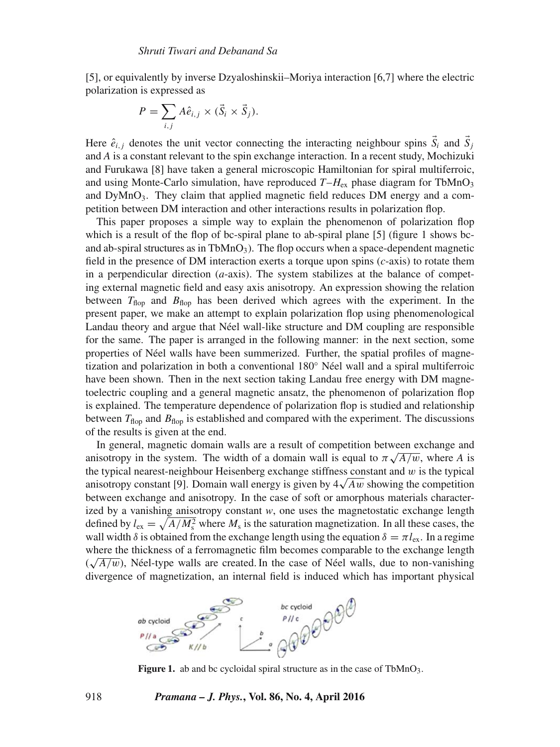[5], or equivalently by inverse Dzyaloshinskii–Moriya interaction [6,7] where the electric polarization is expressed as

$$P = \sum_{i,j} A\hat{e}_{i,j} \times (\vec{S}_i \times \vec{S}_j).$$

Here $\hat{e}_{i,j}$ denotes the unit vector connecting the interacting neighbour spins $\vec{S}_i$ and $\vec{S}_j$ and $A$ is a constant relevant to the spin exchange interaction. In a recent study, Mochizuki and Furukawa [8] have taken a general microscopic Hamiltonian for spiral multiferroic, and using Monte-Carlo simulation, have reproduced $T$–$H_{\text{ex}}$ phase diagram for $TbMnO_3$ and $DyMnO_3$. They claim that applied magnetic field reduces DM energy and a competition between DM interaction and other interactions results in polarization flop.

This paper proposes a simple way to explain the phenomenon of polarization flop which is a result of the flop of bc-spiral plane to ab-spiral plane [5] (figure 1 shows bc- and ab-spiral structures as in $TbMnO_3$). The flop occurs when a space-dependent magnetic field in the presence of DM interaction exerts a torque upon spins ($c$-axis) to rotate them in a perpendicular direction ($a$-axis). The system stabilizes at the balance of competing external magnetic field and easy axis anisotropy. An expression showing the relation between $T_{\text{flop}}$ and $B_{\text{flop}}$ has been derived which agrees with the experiment. In the present paper, we make an attempt to explain polarization flop using phenomenological Landau theory and argue that Néel wall-like structure and DM coupling are responsible for the same. The paper is arranged in the following manner: in the next section, some properties of Néel walls have been summerized. Further, the spatial profiles of magnetization and polarization in both a conventional 180° Néel wall and a spiral multiferroic have been shown. Then in the next section taking Landau free energy with DM magnetoelectric coupling and a general magnetic ansatz, the phenomenon of polarization flop is explained. The temperature dependence of polarization flop is studied and relationship between $T_{\text{flop}}$ and $B_{\text{flop}}$ is established and compared with the experiment. The discussions of the results is given at the end.

In general, magnetic domain walls are a result of competition between exchange and anisotropy in the system. The width of a domain wall is equal to $\pi\sqrt{A/w}$, where $A$ is the typical nearest-neighbour Heisenberg exchange stiffness constant and $w$ is the typical anisotropy constant [9]. Domain wall energy is given by $4\sqrt{Aw}$ showing the competition between exchange and anisotropy. In the case of soft or amorphous materials characterized by a vanishing anisotropy constant $w$, one uses the magnetostatic exchange length defined by $l_{\text{ex}} = \sqrt{A/M_s^2}$ where $M_s$ is the saturation magnetization. In all these cases, the wall width $\delta$ is obtained from the exchange length using the equation $\delta = \pi l_{\text{ex}}$. In a regime where the thickness of a ferromagnetic film becomes comparable to the exchange length ($\sqrt{A/w}$), Néel-type walls are created. In the case of Néel walls, due to non-vanishing divergence of magnetization, an internal field is induced which has important physical

**Figure 1.** ab and bc cycloidal spiral structure as in the case of $TbMnO_3$.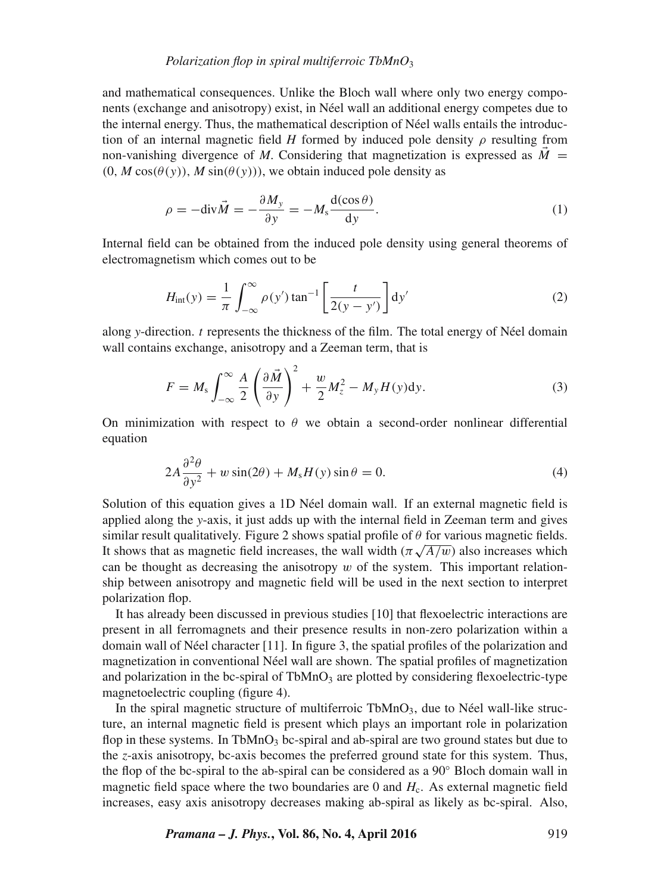and mathematical consequences. Unlike the Bloch wall where only two energy components (exchange and anisotropy) exist, in Néel wall an additional energy competes due to the internal energy. Thus, the mathematical description of Néel walls entails the introduction of an internal magnetic field $H$ formed by induced pole density $\rho$ resulting from non-vanishing divergence of $M$. Considering that magnetization is expressed as $\vec{M} = (0, M\cos(\theta(y)), M\sin(\theta(y)))$, we obtain induced pole density as

$$\rho = -\mathrm{div}\vec{M} = -\frac{\partial M_y}{\partial y} = -M_\mathrm{s}\frac{\mathrm{d}(\cos\theta)}{\mathrm{d}y}. \tag{1}$$

Internal field can be obtained from the induced pole density using general theorems of electromagnetism which comes out to be

$$H_\mathrm{int}(y) = \frac{1}{\pi}\int_{-\infty}^{\infty} \rho(y')\tan^{-1}\left[\frac{t}{2(y-y')}\right]\mathrm{d}y' \tag{2}$$

along $y$-direction. $t$ represents the thickness of the film. The total energy of Néel domain wall contains exchange, anisotropy and a Zeeman term, that is

$$F = M_\mathrm{s}\int_{-\infty}^{\infty} \frac{A}{2}\left(\frac{\partial\vec{M}}{\partial y}\right)^2 + \frac{w}{2}M_z^2 - M_y H(y)\mathrm{d}y. \tag{3}$$

On minimization with respect to $\theta$ we obtain a second-order nonlinear differential equation

$$2A\frac{\partial^2\theta}{\partial y^2} + w\sin(2\theta) + M_\mathrm{s}H(y)\sin\theta = 0. \tag{4}$$

Solution of this equation gives a 1D Néel domain wall. If an external magnetic field is applied along the $y$-axis, it just adds up with the internal field in Zeeman term and gives similar result qualitatively. Figure 2 shows spatial profile of $\theta$ for various magnetic fields. It shows that as magnetic field increases, the wall width ($\pi\sqrt{A/w}$) also increases which can be thought as decreasing the anisotropy $w$ of the system. This important relationship between anisotropy and magnetic field will be used in the next section to interpret polarization flop.

It has already been discussed in previous studies [10] that flexoelectric interactions are present in all ferromagnets and their presence results in non-zero polarization within a domain wall of Néel character [11]. In figure 3, the spatial profiles of the polarization and magnetization in conventional Néel wall are shown. The spatial profiles of magnetization and polarization in the bc-spiral of $TbMnO_3$ are plotted by considering flexoelectric-type magnetoelectric coupling (figure 4).

In the spiral magnetic structure of multiferroic $TbMnO_3$, due to Néel wall-like structure, an internal magnetic field is present which plays an important role in polarization flop in these systems. In $TbMnO_3$ bc-spiral and ab-spiral are two ground states but due to the $z$-axis anisotropy, bc-axis becomes the preferred ground state for this system. Thus, the flop of the bc-spiral to the ab-spiral can be considered as a 90° Bloch domain wall in magnetic field space where the two boundaries are 0 and $H_\mathrm{c}$. As external magnetic field increases, easy axis anisotropy decreases making ab-spiral as likely as bc-spiral. Also,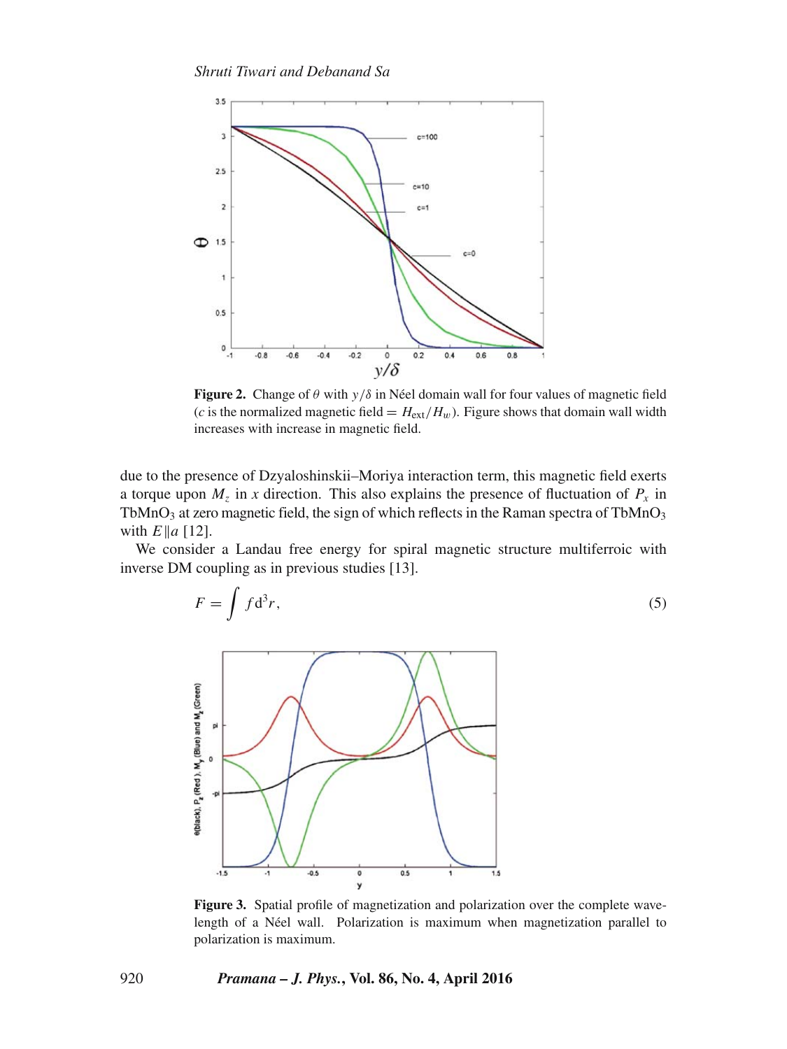**Figure 2.** Change of $\theta$ with $y/\delta$ in Néel domain wall for four values of magnetic field ($c$ is the normalized magnetic field $= H_{\text{ext}}/H_w$). Figure shows that domain wall width increases with increase in magnetic field.

due to the presence of Dzyaloshinskii–Moriya interaction term, this magnetic field exerts a torque upon $M_z$ in $x$ direction. This also explains the presence of fluctuation of $P_x$ in $TbMnO_3$ at zero magnetic field, the sign of which reflects in the Raman spectra of $TbMnO_3$ with $E\|a$ [12].

We consider a Landau free energy for spiral magnetic structure multiferroic with inverse DM coupling as in previous studies [13].

$$F = \int f \mathrm{d}^3 r, \tag{5}$$

**Figure 3.** Spatial profile of magnetization and polarization over the complete wavelength of a Néel wall. Polarization is maximum when magnetization parallel to polarization is maximum.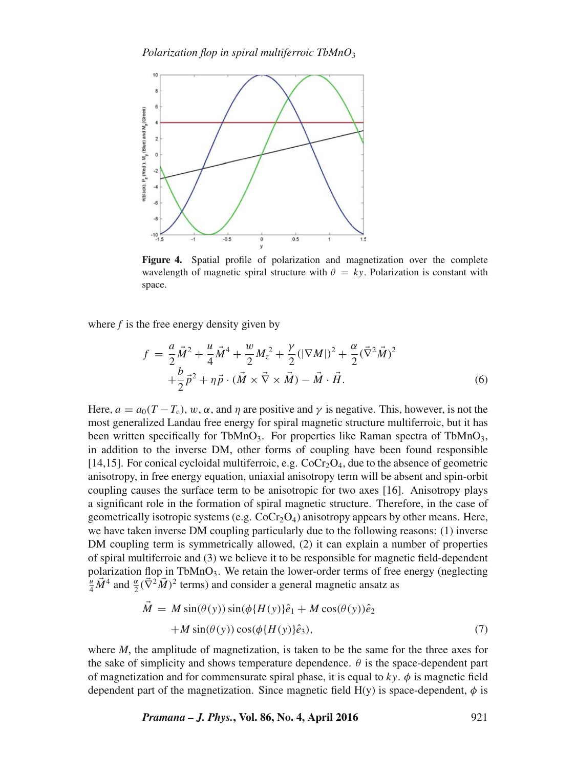**Figure 4.** Spatial profile of polarization and magnetization over the complete wavelength of magnetic spiral structure with $\theta = ky$. Polarization is constant with space.

where $f$ is the free energy density given by

$$f = \frac{a}{2}\vec{M}^2 + \frac{u}{4}\vec{M}^4 + \frac{w}{2}M_z^2 + \frac{\gamma}{2}(|\nabla M|)^2 + \frac{\alpha}{2}(\vec{\nabla}^2\vec{M})^2 + \frac{b}{2}\vec{p}^2 + \eta\vec{p}\cdot(\vec{M}\times\vec{\nabla}\times\vec{M}) - \vec{M}\cdot\vec{H}. \tag{6}$$

Here, $a = a_0(T - T_c)$, $w$, $\alpha$, and $\eta$ are positive and $\gamma$ is negative. This, however, is not the most generalized Landau free energy for spiral magnetic structure multiferroic, but it has been written specifically for $TbMnO_3$. For properties like Raman spectra of $TbMnO_3$, in addition to the inverse DM, other forms of coupling have been found responsible [14,15]. For conical cycloidal multiferroic, e.g. $CoCr_2O_4$, due to the absence of geometric anisotropy, in free energy equation, uniaxial anisotropy term will be absent and spin-orbit coupling causes the surface term to be anisotropic for two axes [16]. Anisotropy plays a significant role in the formation of spiral magnetic structure. Therefore, in the case of geometrically isotropic systems (e.g. $CoCr_2O_4$) anisotropy appears by other means. Here, we have taken inverse DM coupling particularly due to the following reasons: (1) inverse DM coupling term is symmetrically allowed, (2) it can explain a number of properties of spiral multiferroic and (3) we believe it to be responsible for magnetic field-dependent polarization flop in $TbMnO_3$. We retain the lower-order terms of free energy (neglecting $\frac{u}{4}\vec{M}^4$ and $\frac{\alpha}{2}(\vec{\nabla}^2\vec{M})^2$ terms) and consider a general magnetic ansatz as

$$\vec{M} = M\sin(\theta(y))\sin(\phi\{H(y)\}\hat{e}_1 + M\cos(\theta(y))\hat{e}_2 + M\sin(\theta(y))\cos(\phi\{H(y)\}\hat{e}_3), \tag{7}$$

where $M$, the amplitude of magnetization, is taken to be the same for the three axes for the sake of simplicity and shows temperature dependence. $\theta$ is the space-dependent part of magnetization and for commensurate spiral phase, it is equal to $ky$. $\phi$ is magnetic field dependent part of the magnetization. Since magnetic field H(y) is space-dependent, $\phi$ is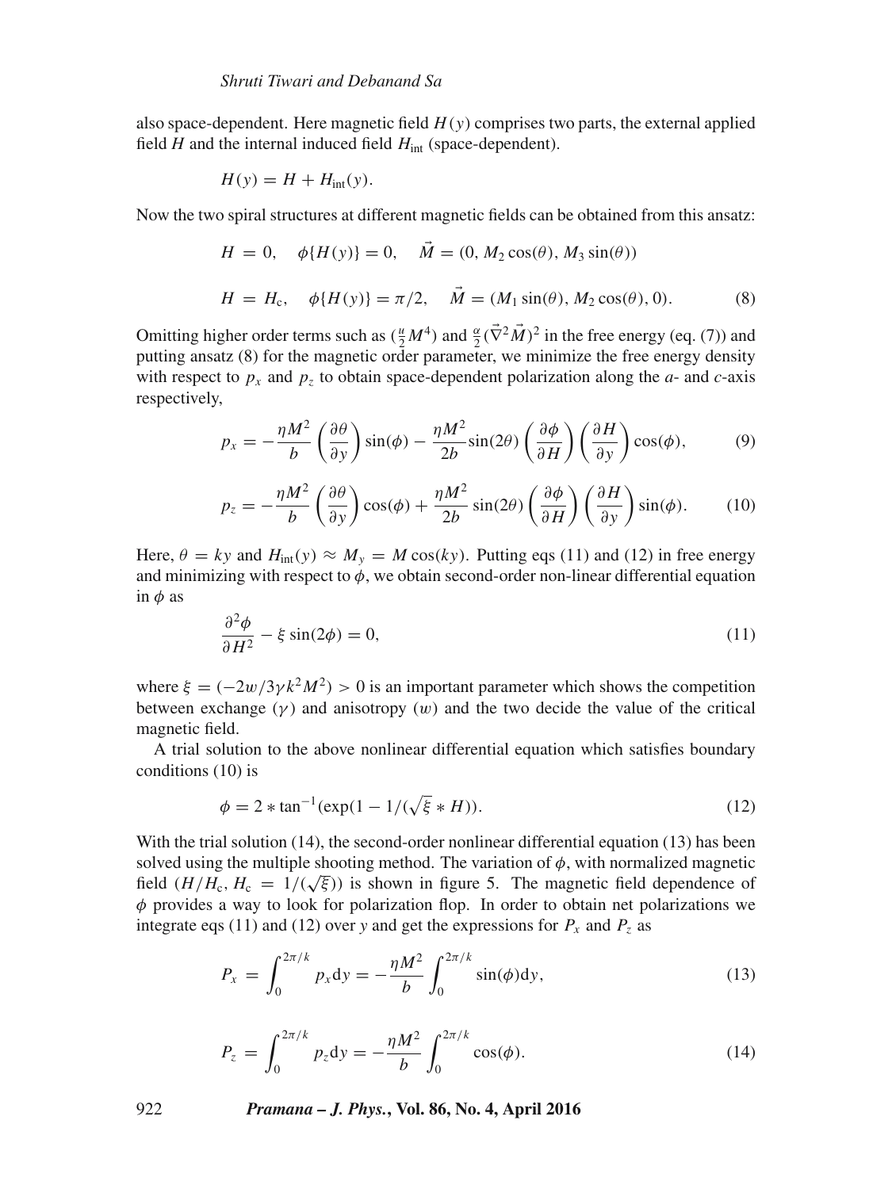also space-dependent. Here magnetic field $H(y)$ comprises two parts, the external applied field $H$ and the internal induced field $H_{\text{int}}$ (space-dependent).

$$H(y) = H + H_{\text{int}}(y).$$

Now the two spiral structures at different magnetic fields can be obtained from this ansatz:

$$H = 0, \quad \phi\{H(y)\} = 0, \quad \vec{M} = (0, M_2\cos(\theta), M_3\sin(\theta))$$

$$H = H_{\text{c}}, \quad \phi\{H(y)\} = \pi/2, \quad \vec{M} = (M_1\sin(\theta), M_2\cos(\theta), 0). \tag{8}$$

Omitting higher order terms such as $(\frac{u}{2}M^4)$ and $\frac{\alpha}{2}(\vec{\nabla}^2\vec{M})^2$ in the free energy (eq. (7)) and putting ansatz (8) for the magnetic order parameter, we minimize the free energy density with respect to $p_x$ and $p_z$ to obtain space-dependent polarization along the $a$- and $c$-axis respectively,

$$p_x = -\frac{\eta M^2}{b}\left(\frac{\partial\theta}{\partial y}\right)\sin(\phi) - \frac{\eta M^2}{2b}\sin(2\theta)\left(\frac{\partial\phi}{\partial H}\right)\left(\frac{\partial H}{\partial y}\right)\cos(\phi), \tag{9}$$

$$p_z = -\frac{\eta M^2}{b}\left(\frac{\partial\theta}{\partial y}\right)\cos(\phi) + \frac{\eta M^2}{2b}\sin(2\theta)\left(\frac{\partial\phi}{\partial H}\right)\left(\frac{\partial H}{\partial y}\right)\sin(\phi). \tag{10}$$

Here, $\theta = ky$ and $H_{\text{int}}(y) \approx M_y = M\cos(ky)$. Putting eqs (11) and (12) in free energy and minimizing with respect to $\phi$, we obtain second-order non-linear differential equation in $\phi$ as

$$\frac{\partial^2\phi}{\partial H^2} - \xi\sin(2\phi) = 0, \tag{11}$$

where $\xi = (-2w/3\gamma k^2M^2) > 0$ is an important parameter which shows the competition between exchange ($\gamma$) and anisotropy ($w$) and the two decide the value of the critical magnetic field.

A trial solution to the above nonlinear differential equation which satisfies boundary conditions (10) is

$$\phi = 2 * \tan^{-1}(\exp(1 - 1/(\sqrt{\xi} * H)). \tag{12}$$

With the trial solution (14), the second-order nonlinear differential equation (13) has been solved using the multiple shooting method. The variation of $\phi$, with normalized magnetic field $(H/H_{\text{c}}, H_{\text{c}} = 1/(\sqrt{\xi}))$ is shown in figure 5. The magnetic field dependence of $\phi$ provides a way to look for polarization flop. In order to obtain net polarizations we integrate eqs (11) and (12) over $y$ and get the expressions for $P_x$ and $P_z$ as

$$P_x = \int_0^{2\pi/k} p_x \mathrm{d}y = -\frac{\eta M^2}{b}\int_0^{2\pi/k}\sin(\phi)\mathrm{d}y, \tag{13}$$

$$P_z = \int_0^{2\pi/k} p_z \mathrm{d}y = -\frac{\eta M^2}{b}\int_0^{2\pi/k}\cos(\phi). \tag{14}$$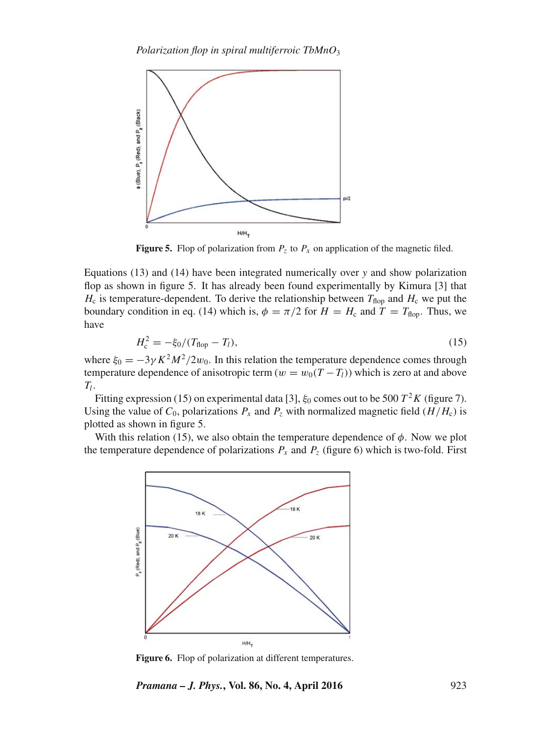**Figure 5.** Flop of polarization from $P_z$ to $P_x$ on application of the magnetic filed.

Equations (13) and (14) have been integrated numerically over $y$ and show polarization flop as shown in figure 5. It has already been found experimentally by Kimura [3] that $H_c$ is temperature-dependent. To derive the relationship between $T_{\text{flop}}$ and $H_c$ we put the boundary condition in eq. (14) which is, $\phi = \pi/2$ for $H = H_c$ and $T = T_{\text{flop}}$. Thus, we have

$$H_c^2 = -\xi_0/(T_{\text{flop}} - T_l), \tag{15}$$

where $\xi_0 = -3\gamma K^2 M^2/2w_0$. In this relation the temperature dependence comes through temperature dependence of anisotropic term ($w = w_0(T - T_l)$) which is zero at and above $T_l$.

Fitting expression (15) on experimental data [3], $\xi_0$ comes out to be 500 $T^2 K$ (figure 7). Using the value of $C_0$, polarizations $P_x$ and $P_z$ with normalized magnetic field ($H/H_c$) is plotted as shown in figure 5.

With this relation (15), we also obtain the temperature dependence of $\phi$. Now we plot the temperature dependence of polarizations $P_x$ and $P_z$ (figure 6) which is two-fold. First

**Figure 6.** Flop of polarization at different temperatures.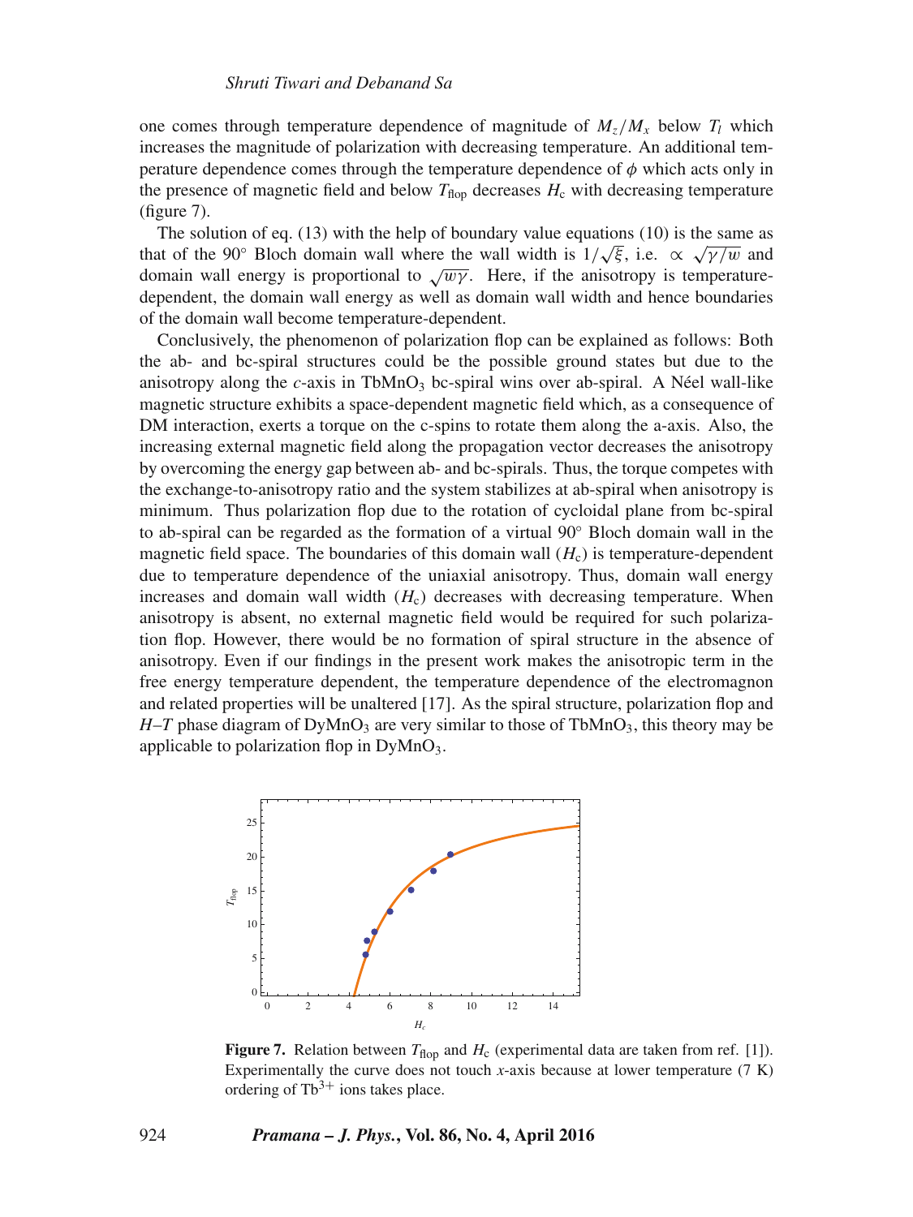one comes through temperature dependence of magnitude of $M_z/M_x$ below $T_l$ which increases the magnitude of polarization with decreasing temperature. An additional temperature dependence comes through the temperature dependence of $\phi$ which acts only in the presence of magnetic field and below $T_{\mathrm{flop}}$ decreases $H_{\mathrm{c}}$ with decreasing temperature (figure 7).

The solution of eq. (13) with the help of boundary value equations (10) is the same as that of the 90° Bloch domain wall where the wall width is $1/\sqrt{\xi}$, i.e. $\propto \sqrt{\gamma/w}$ and domain wall energy is proportional to $\sqrt{w\gamma}$. Here, if the anisotropy is temperature-dependent, the domain wall energy as well as domain wall width and hence boundaries of the domain wall become temperature-dependent.

Conclusively, the phenomenon of polarization flop can be explained as follows: Both the ab- and bc-spiral structures could be the possible ground states but due to the anisotropy along the *c*-axis in $\mathrm{TbMnO_3}$ bc-spiral wins over ab-spiral. A Néel wall-like magnetic structure exhibits a space-dependent magnetic field which, as a consequence of DM interaction, exerts a torque on the c-spins to rotate them along the a-axis. Also, the increasing external magnetic field along the propagation vector decreases the anisotropy by overcoming the energy gap between ab- and bc-spirals. Thus, the torque competes with the exchange-to-anisotropy ratio and the system stabilizes at ab-spiral when anisotropy is minimum. Thus polarization flop due to the rotation of cycloidal plane from bc-spiral to ab-spiral can be regarded as the formation of a virtual 90° Bloch domain wall in the magnetic field space. The boundaries of this domain wall ($H_{\mathrm{c}}$) is temperature-dependent due to temperature dependence of the uniaxial anisotropy. Thus, domain wall energy increases and domain wall width ($H_{\mathrm{c}}$) decreases with decreasing temperature. When anisotropy is absent, no external magnetic field would be required for such polarization flop. However, there would be no formation of spiral structure in the absence of anisotropy. Even if our findings in the present work makes the anisotropic term in the free energy temperature dependent, the temperature dependence of the electromagnon and related properties will be unaltered [17]. As the spiral structure, polarization flop and $H$–$T$ phase diagram of $\mathrm{DyMnO_3}$ are very similar to those of $\mathrm{TbMnO_3}$, this theory may be applicable to polarization flop in $\mathrm{DyMnO_3}$.

**Figure 7.** Relation between $T_{\mathrm{flop}}$ and $H_{\mathrm{c}}$ (experimental data are taken from ref. [1]). Experimentally the curve does not touch *x*-axis because at lower temperature (7 K) ordering of $\mathrm{Tb^{3+}}$ ions takes place.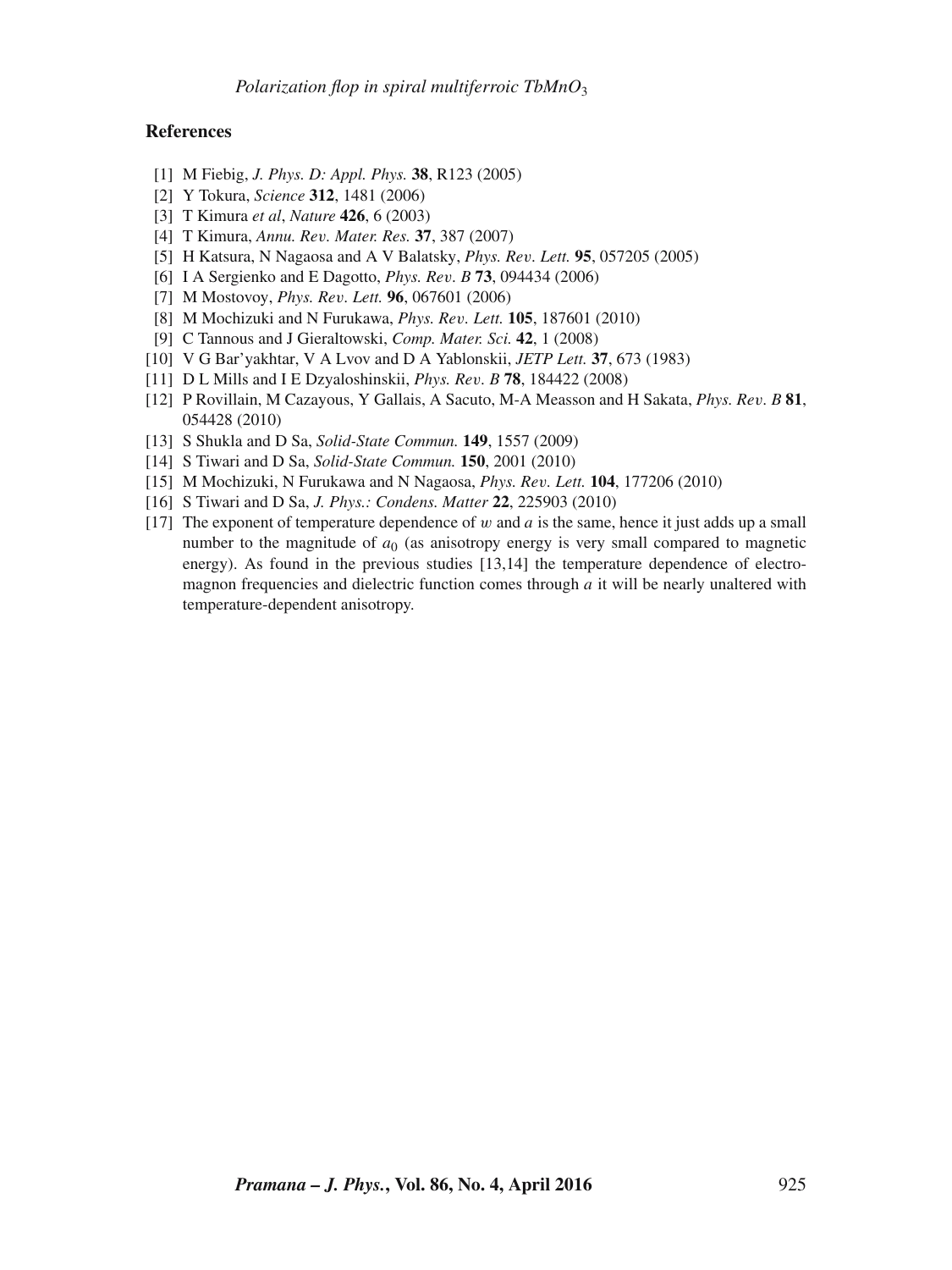## References

[1] M Fiebig, *J. Phys. D: Appl. Phys.* **38**, R123 (2005)

[2] Y Tokura, *Science* **312**, 1481 (2006)

[3] T Kimura *et al*, *Nature* **426**, 6 (2003)

[4] T Kimura, *Annu. Rev. Mater. Res.* **37**, 387 (2007)

[5] H Katsura, N Nagaosa and A V Balatsky, *Phys. Rev. Lett.* **95**, 057205 (2005)

[6] I A Sergienko and E Dagotto, *Phys. Rev. B* **73**, 094434 (2006)

[7] M Mostovoy, *Phys. Rev. Lett.* **96**, 067601 (2006)

[8] M Mochizuki and N Furukawa, *Phys. Rev. Lett.* **105**, 187601 (2010)

[9] C Tannous and J Gieraltowski, *Comp. Mater. Sci.* **42**, 1 (2008)

[10] V G Bar'yakhtar, V A Lvov and D A Yablonskii, *JETP Lett.* **37**, 673 (1983)

[11] D L Mills and I E Dzyaloshinskii, *Phys. Rev. B* **78**, 184422 (2008)

[12] P Rovillain, M Cazayous, Y Gallais, A Sacuto, M-A Measson and H Sakata, *Phys. Rev. B* **81**, 054428 (2010)

[13] S Shukla and D Sa, *Solid-State Commun.* **149**, 1557 (2009)

[14] S Tiwari and D Sa, *Solid-State Commun.* **150**, 2001 (2010)

[15] M Mochizuki, N Furukawa and N Nagaosa, *Phys. Rev. Lett.* **104**, 177206 (2010)

[16] S Tiwari and D Sa, *J. Phys.: Condens. Matter* **22**, 225903 (2010)

[17] The exponent of temperature dependence of $w$ and $a$ is the same, hence it just adds up a small number to the magnitude of $a_0$ (as anisotropy energy is very small compared to magnetic energy). As found in the previous studies [13,14] the temperature dependence of electromagnon frequencies and dielectric function comes through $a$ it will be nearly unaltered with temperature-dependent anisotropy.